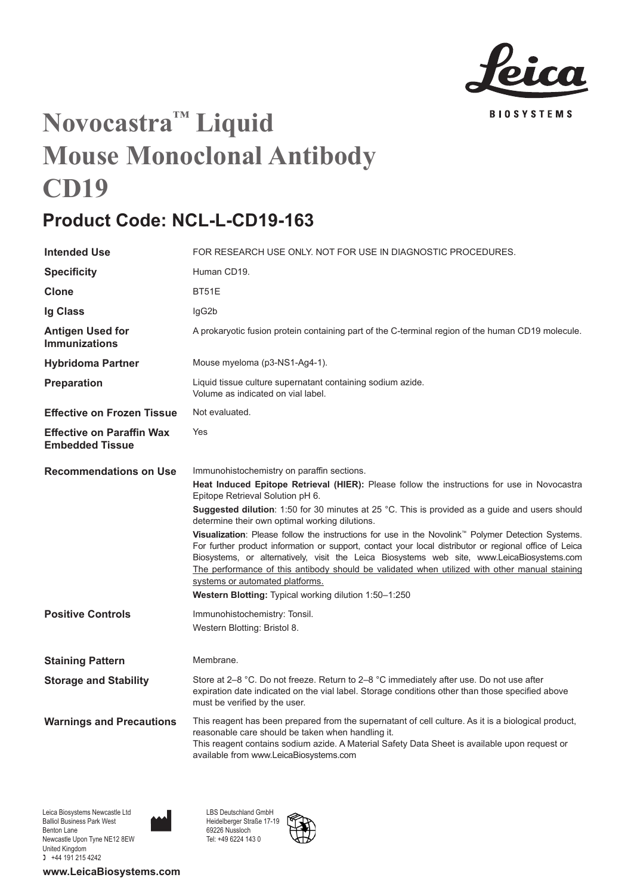# Novocastra™ Liquid Mouse Monoclonal Antibody CD19

## Product Code: NCL-L-CD19-163

| | |
|---|---|
| **Intended Use** | FOR RESEARCH USE ONLY. NOT FOR USE IN DIAGNOSTIC PROCEDURES. |
| **Specificity** | Human CD19. |
| **Clone** | BT51E |
| **Ig Class** | IgG2b |
| **Antigen Used for Immunizations** | A prokaryotic fusion protein containing part of the C-terminal region of the human CD19 molecule. |
| **Hybridoma Partner** | Mouse myeloma (p3-NS1-Ag4-1). |
| **Preparation** | Liquid tissue culture supernatant containing sodium azide. Volume as indicated on vial label. |
| **Effective on Frozen Tissue** | Not evaluated. |
| **Effective on Paraffin Wax Embedded Tissue** | Yes |
| **Recommendations on Use** | Immunohistochemistry on paraffin sections.<br>**Heat Induced Epitope Retrieval (HIER):** Please follow the instructions for use in Novocastra Epitope Retrieval Solution pH 6.<br>**Suggested dilution**: 1:50 for 30 minutes at 25 °C. This is provided as a guide and users should determine their own optimal working dilutions.<br>**Visualization**: Please follow the instructions for use in the Novolink™ Polymer Detection Systems. For further product information or support, contact your local distributor or regional office of Leica Biosystems, or alternatively, visit the Leica Biosystems web site, www.LeicaBiosystems.com The performance of this antibody should be validated when utilized with other manual staining systems or automated platforms.<br>**Western Blotting:** Typical working dilution 1:50–1:250 |
| **Positive Controls** | Immunohistochemistry: Tonsil.<br>Western Blotting: Bristol 8. |
| **Staining Pattern** | Membrane. |
| **Storage and Stability** | Store at 2–8 °C. Do not freeze. Return to 2–8 °C immediately after use. Do not use after expiration date indicated on the vial label. Storage conditions other than those specified above must be verified by the user. |
| **Warnings and Precautions** | This reagent has been prepared from the supernatant of cell culture. As it is a biological product, reasonable care should be taken when handling it.<br>This reagent contains sodium azide. A Material Safety Data Sheet is available upon request or available from www.LeicaBiosystems.com |

Leica Biosystems Newcastle Ltd
Balliol Business Park West
Benton Lane
Newcastle Upon Tyne NE12 8EW
United Kingdom
+44 191 215 4242

LBS Deutschland GmbH
Heidelberger Straße 17-19
69226 Nussloch
Tel: +49 6224 143 0

**www.LeicaBiosystems.com**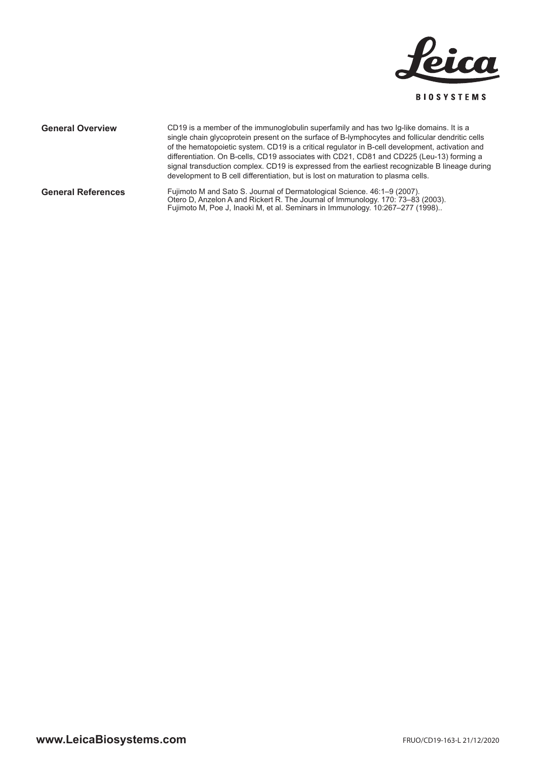**General Overview**

CD19 is a member of the immunoglobulin superfamily and has two Ig-like domains. It is a single chain glycoprotein present on the surface of B-lymphocytes and follicular dendritic cells of the hematopoietic system. CD19 is a critical regulator in B-cell development, activation and differentiation. On B-cells, CD19 associates with CD21, CD81 and CD225 (Leu-13) forming a signal transduction complex. CD19 is expressed from the earliest recognizable B lineage during development to B cell differentiation, but is lost on maturation to plasma cells.

**General References**

Fujimoto M and Sato S. Journal of Dermatological Science. 46:1–9 (2007).
Otero D, Anzelon A and Rickert R. The Journal of Immunology. 170: 73–83 (2003).
Fujimoto M, Poe J, Inaoki M, et al. Seminars in Immunology. 10:267–277 (1998)..

**www.LeicaBiosystems.com**

FRUO/CD19-163-L 21/12/2020